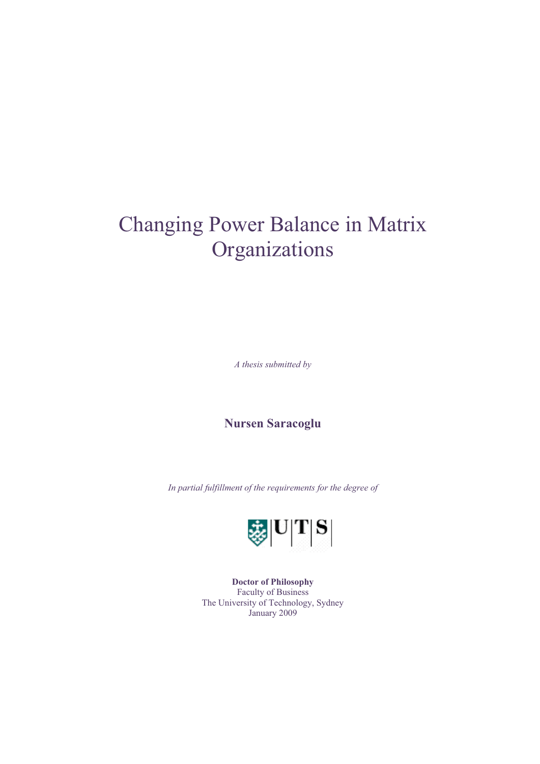# Changing Power Balance in Matrix Organizations

*A thesis submitted by*

**Nursen Saracoglu**

*In partial fulfillment of the requirements for the degree of*

UTS

**Doctor of Philosophy**

Faculty of Business

The University of Technology, Sydney

January 2009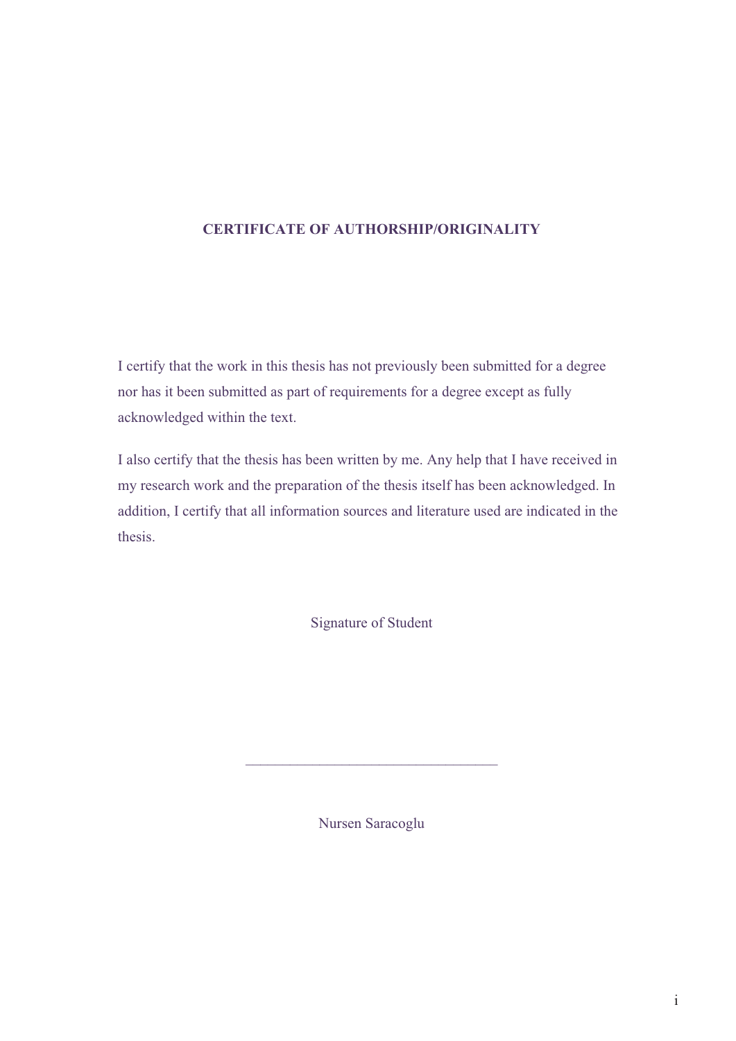## CERTIFICATE OF AUTHORSHIP/ORIGINALITY

I certify that the work in this thesis has not previously been submitted for a degree nor has it been submitted as part of requirements for a degree except as fully acknowledged within the text.

I also certify that the thesis has been written by me. Any help that I have received in my research work and the preparation of the thesis itself has been acknowledged. In addition, I certify that all information sources and literature used are indicated in the thesis.

Signature of Student

___________________________________

Nursen Saracoglu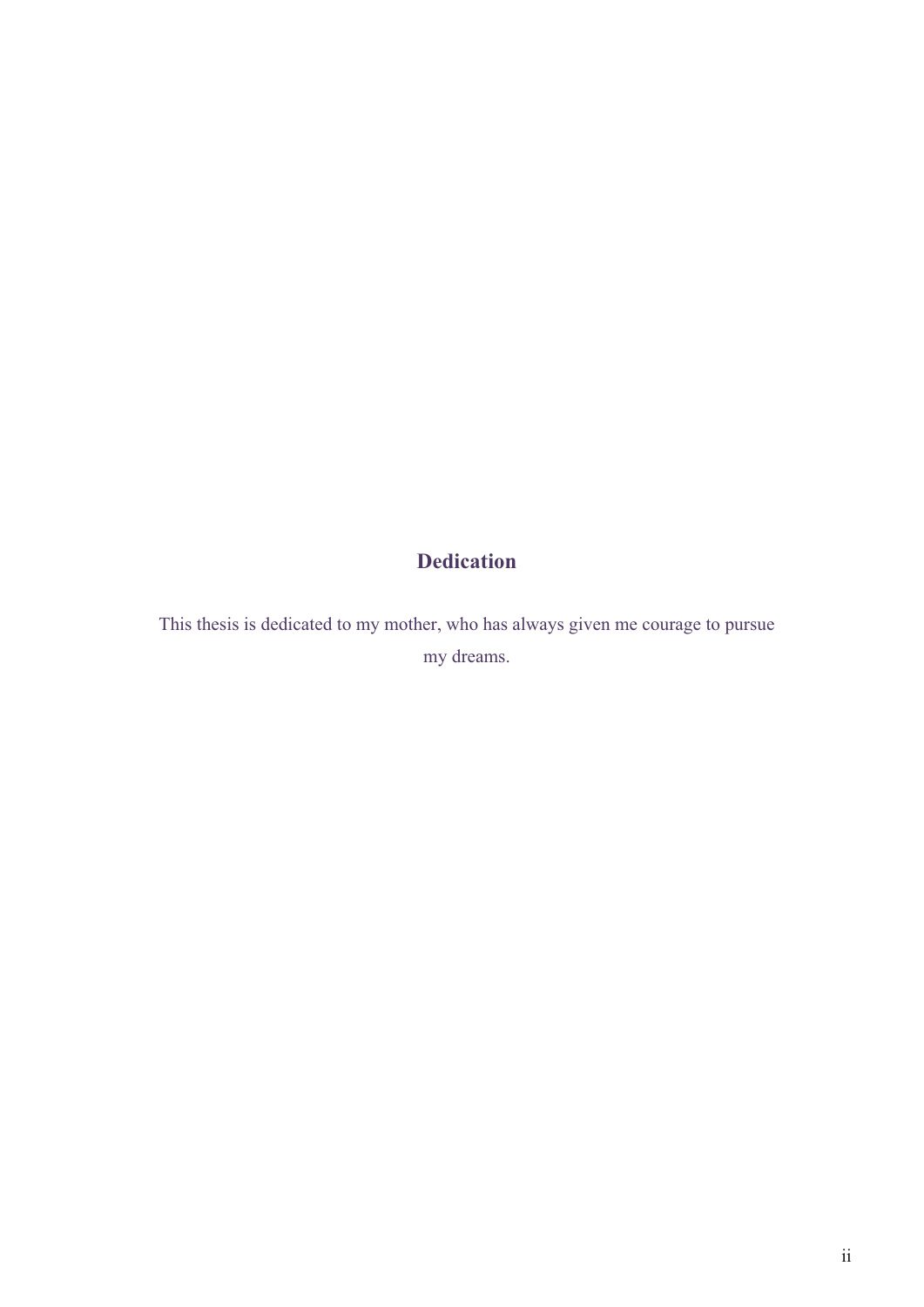## Dedication

This thesis is dedicated to my mother, who has always given me courage to pursue my dreams.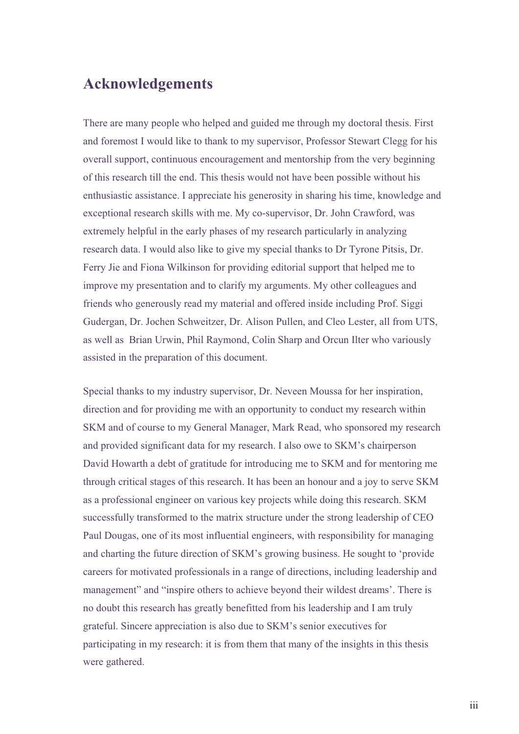# Acknowledgements

There are many people who helped and guided me through my doctoral thesis. First and foremost I would like to thank to my supervisor, Professor Stewart Clegg for his overall support, continuous encouragement and mentorship from the very beginning of this research till the end. This thesis would not have been possible without his enthusiastic assistance. I appreciate his generosity in sharing his time, knowledge and exceptional research skills with me. My co-supervisor, Dr. John Crawford, was extremely helpful in the early phases of my research particularly in analyzing research data. I would also like to give my special thanks to Dr Tyrone Pitsis, Dr. Ferry Jie and Fiona Wilkinson for providing editorial support that helped me to improve my presentation and to clarify my arguments. My other colleagues and friends who generously read my material and offered inside including Prof. Siggi Gudergan, Dr. Jochen Schweitzer, Dr. Alison Pullen, and Cleo Lester, all from UTS, as well as  Brian Urwin, Phil Raymond, Colin Sharp and Orcun Ilter who variously assisted in the preparation of this document.

Special thanks to my industry supervisor, Dr. Neveen Moussa for her inspiration, direction and for providing me with an opportunity to conduct my research within SKM and of course to my General Manager, Mark Read, who sponsored my research and provided significant data for my research. I also owe to SKM's chairperson David Howarth a debt of gratitude for introducing me to SKM and for mentoring me through critical stages of this research. It has been an honour and a joy to serve SKM as a professional engineer on various key projects while doing this research. SKM successfully transformed to the matrix structure under the strong leadership of CEO Paul Dougas, one of its most influential engineers, with responsibility for managing and charting the future direction of SKM's growing business. He sought to 'provide careers for motivated professionals in a range of directions, including leadership and management" and "inspire others to achieve beyond their wildest dreams'. There is no doubt this research has greatly benefitted from his leadership and I am truly grateful. Sincere appreciation is also due to SKM's senior executives for participating in my research: it is from them that many of the insights in this thesis were gathered.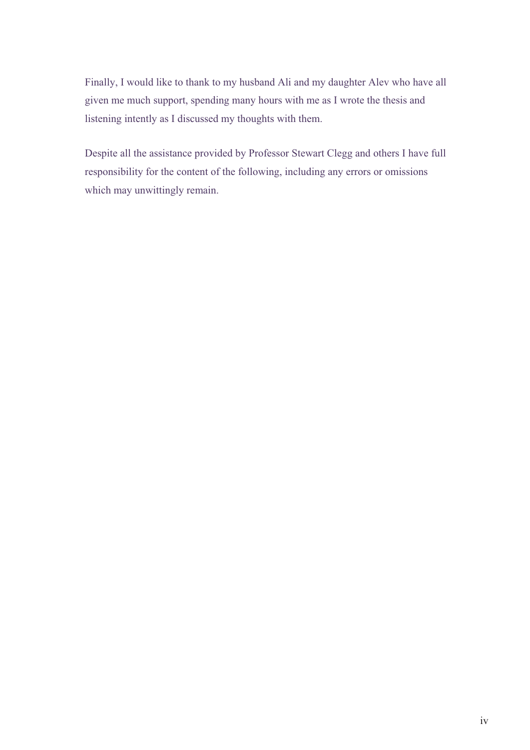Finally, I would like to thank to my husband Ali and my daughter Alev who have all given me much support, spending many hours with me as I wrote the thesis and listening intently as I discussed my thoughts with them.

Despite all the assistance provided by Professor Stewart Clegg and others I have full responsibility for the content of the following, including any errors or omissions which may unwittingly remain.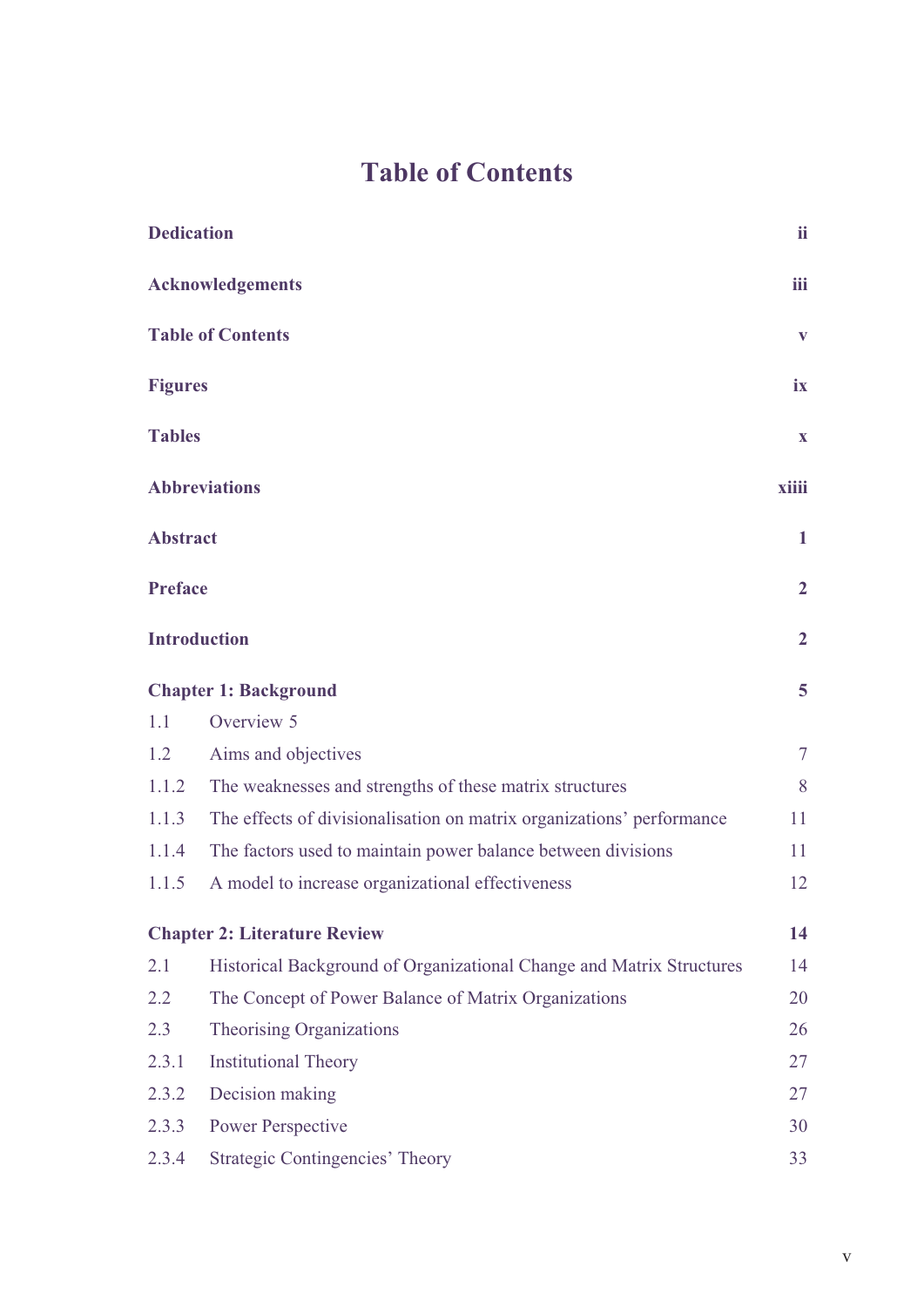# Table of Contents

| | | |
|---|---|---|
| **Dedication** | | **ii** |
| **Acknowledgements** | | **iii** |
| **Table of Contents** | | **v** |
| **Figures** | | **ix** |
| **Tables** | | **x** |
| **Abbreviations** | | **xiiii** |
| **Abstract** | | **1** |
| **Preface** | | **2** |
| **Introduction** | | **2** |
| **Chapter 1: Background** | | **5** |
| 1.1 | Overview 5 | |
| 1.2 | Aims and objectives | 7 |
| 1.1.2 | The weaknesses and strengths of these matrix structures | 8 |
| 1.1.3 | The effects of divisionalisation on matrix organizations' performance | 11 |
| 1.1.4 | The factors used to maintain power balance between divisions | 11 |
| 1.1.5 | A model to increase organizational effectiveness | 12 |
| **Chapter 2: Literature Review** | | **14** |
| 2.1 | Historical Background of Organizational Change and Matrix Structures | 14 |
| 2.2 | The Concept of Power Balance of Matrix Organizations | 20 |
| 2.3 | Theorising Organizations | 26 |
| 2.3.1 | Institutional Theory | 27 |
| 2.3.2 | Decision making | 27 |
| 2.3.3 | Power Perspective | 30 |
| 2.3.4 | Strategic Contingencies' Theory | 33 |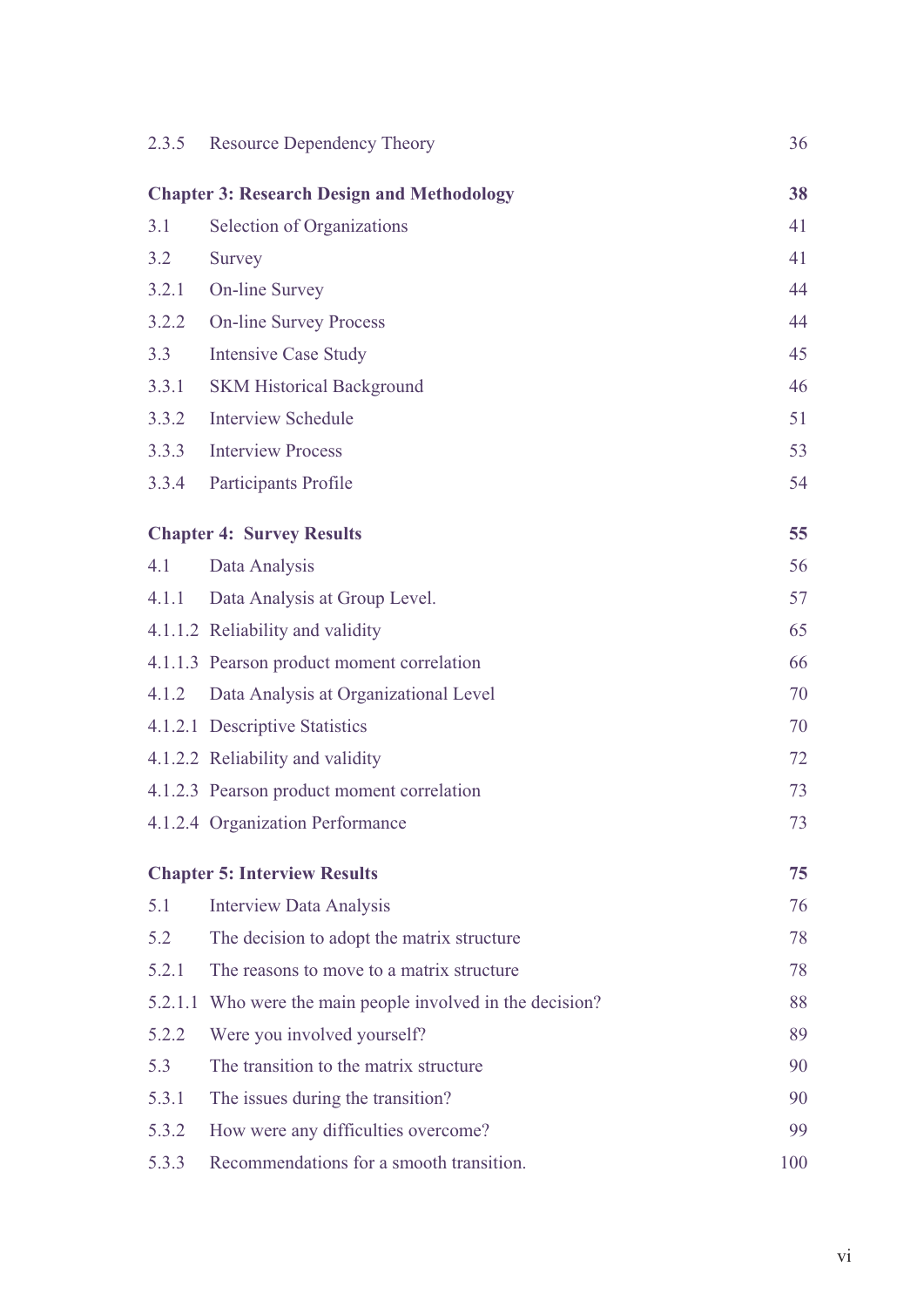| | | |
|---|---|---|
| 2.3.5 | Resource Dependency Theory | 36 |
| **Chapter 3: Research Design and Methodology** | | **38** |
| 3.1 | Selection of Organizations | 41 |
| 3.2 | Survey | 41 |
| 3.2.1 | On-line Survey | 44 |
| 3.2.2 | On-line Survey Process | 44 |
| 3.3 | Intensive Case Study | 45 |
| 3.3.1 | SKM Historical Background | 46 |
| 3.3.2 | Interview Schedule | 51 |
| 3.3.3 | Interview Process | 53 |
| 3.3.4 | Participants Profile | 54 |
| **Chapter 4: Survey Results** | | **55** |
| 4.1 | Data Analysis | 56 |
| 4.1.1 | Data Analysis at Group Level. | 57 |
| 4.1.1.2 | Reliability and validity | 65 |
| 4.1.1.3 | Pearson product moment correlation | 66 |
| 4.1.2 | Data Analysis at Organizational Level | 70 |
| 4.1.2.1 | Descriptive Statistics | 70 |
| 4.1.2.2 | Reliability and validity | 72 |
| 4.1.2.3 | Pearson product moment correlation | 73 |
| 4.1.2.4 | Organization Performance | 73 |
| **Chapter 5: Interview Results** | | **75** |
| 5.1 | Interview Data Analysis | 76 |
| 5.2 | The decision to adopt the matrix structure | 78 |
| 5.2.1 | The reasons to move to a matrix structure | 78 |
| 5.2.1.1 | Who were the main people involved in the decision? | 88 |
| 5.2.2 | Were you involved yourself? | 89 |
| 5.3 | The transition to the matrix structure | 90 |
| 5.3.1 | The issues during the transition? | 90 |
| 5.3.2 | How were any difficulties overcome? | 99 |
| 5.3.3 | Recommendations for a smooth transition. | 100 |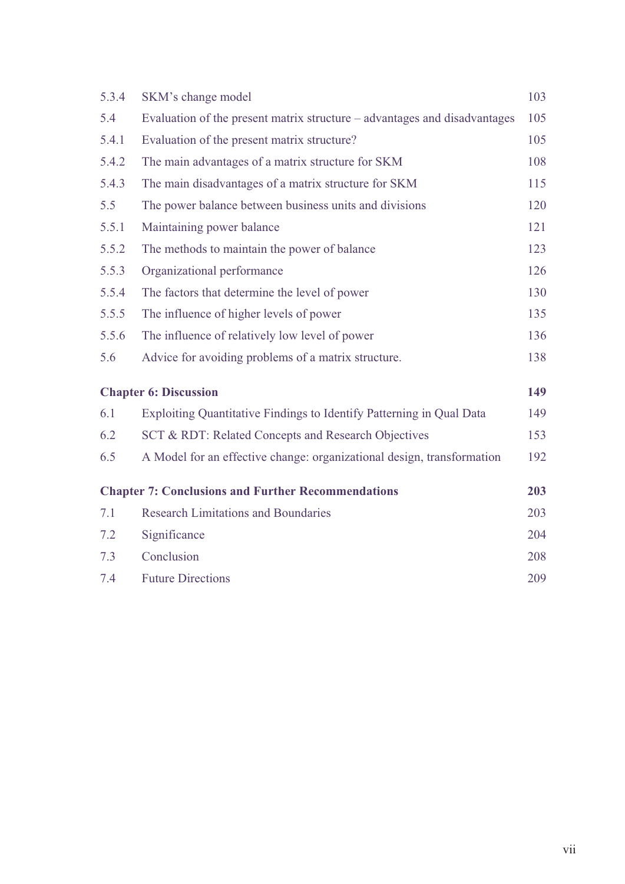| | | |
|---|---|---|
| 5.3.4 | SKM's change model | 103 |
| 5.4 | Evaluation of the present matrix structure – advantages and disadvantages | 105 |
| 5.4.1 | Evaluation of the present matrix structure? | 105 |
| 5.4.2 | The main advantages of a matrix structure for SKM | 108 |
| 5.4.3 | The main disadvantages of a matrix structure for SKM | 115 |
| 5.5 | The power balance between business units and divisions | 120 |
| 5.5.1 | Maintaining power balance | 121 |
| 5.5.2 | The methods to maintain the power of balance | 123 |
| 5.5.3 | Organizational performance | 126 |
| 5.5.4 | The factors that determine the level of power | 130 |
| 5.5.5 | The influence of higher levels of power | 135 |
| 5.5.6 | The influence of relatively low level of power | 136 |
| 5.6 | Advice for avoiding problems of a matrix structure. | 138 |
| **Chapter 6: Discussion** | | **149** |
| 6.1 | Exploiting Quantitative Findings to Identify Patterning in Qual Data | 149 |
| 6.2 | SCT & RDT: Related Concepts and Research Objectives | 153 |
| 6.5 | A Model for an effective change: organizational design, transformation | 192 |
| **Chapter 7: Conclusions and Further Recommendations** | | **203** |
| 7.1 | Research Limitations and Boundaries | 203 |
| 7.2 | Significance | 204 |
| 7.3 | Conclusion | 208 |
| 7.4 | Future Directions | 209 |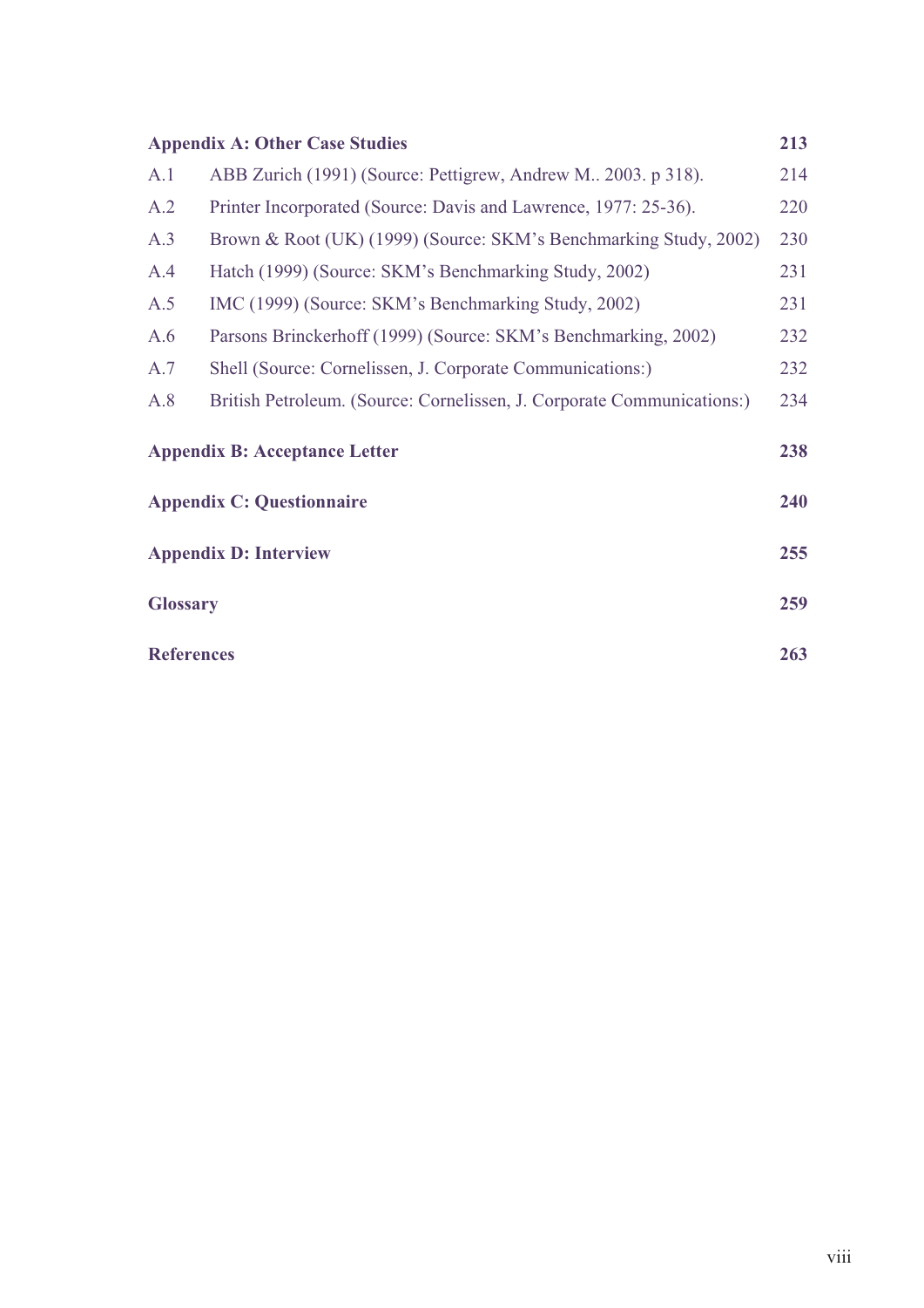| | | |
|---|---|---|
| **Appendix A: Other Case Studies** | | **213** |
| A.1 | ABB Zurich (1991) (Source: Pettigrew, Andrew M.. 2003. p 318). | 214 |
| A.2 | Printer Incorporated (Source: Davis and Lawrence, 1977: 25-36). | 220 |
| A.3 | Brown & Root (UK) (1999) (Source: SKM's Benchmarking Study, 2002) | 230 |
| A.4 | Hatch (1999) (Source: SKM's Benchmarking Study, 2002) | 231 |
| A.5 | IMC (1999) (Source: SKM's Benchmarking Study, 2002) | 231 |
| A.6 | Parsons Brinckerhoff (1999) (Source: SKM's Benchmarking, 2002) | 232 |
| A.7 | Shell (Source: Cornelissen, J. Corporate Communications:) | 232 |
| A.8 | British Petroleum. (Source: Cornelissen, J. Corporate Communications:) | 234 |
| **Appendix B: Acceptance Letter** | | **238** |
| **Appendix C: Questionnaire** | | **240** |
| **Appendix D: Interview** | | **255** |
| **Glossary** | | **259** |
| **References** | | **263** |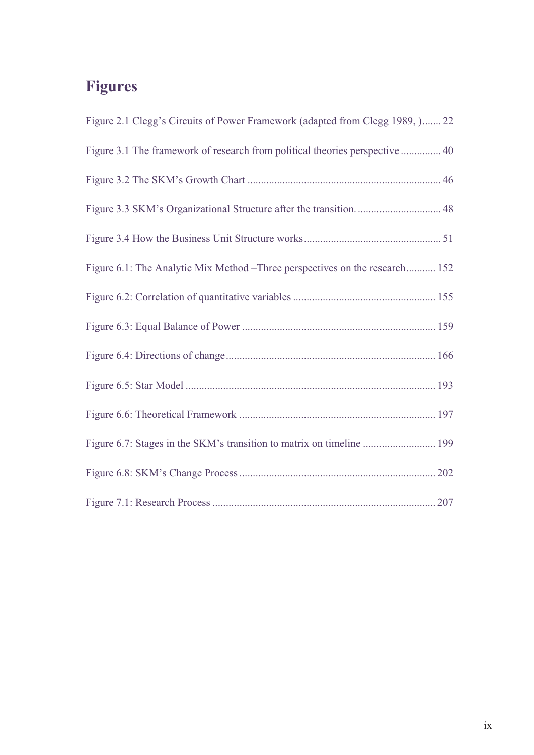# Figures

Figure 2.1 Clegg's Circuits of Power Framework (adapted from Clegg 1989, )....... 22

Figure 3.1 The framework of research from political theories perspective ............... 40

Figure 3.2 The SKM's Growth Chart ....................................................................... 46

Figure 3.3 SKM's Organizational Structure after the transition. ............................... 48

Figure 3.4 How the Business Unit Structure works .................................................. 51

Figure 6.1: The Analytic Mix Method –Three perspectives on the research........... 152

Figure 6.2: Correlation of quantitative variables .................................................... 155

Figure 6.3: Equal Balance of Power ....................................................................... 159

Figure 6.4: Directions of change............................................................................. 166

Figure 6.5: Star Model ............................................................................................ 193

Figure 6.6: Theoretical Framework ........................................................................ 197

Figure 6.7: Stages in the SKM's transition to matrix on timeline ........................... 199

Figure 6.8: SKM's Change Process ........................................................................ 202

Figure 7.1: Research Process .................................................................................. 207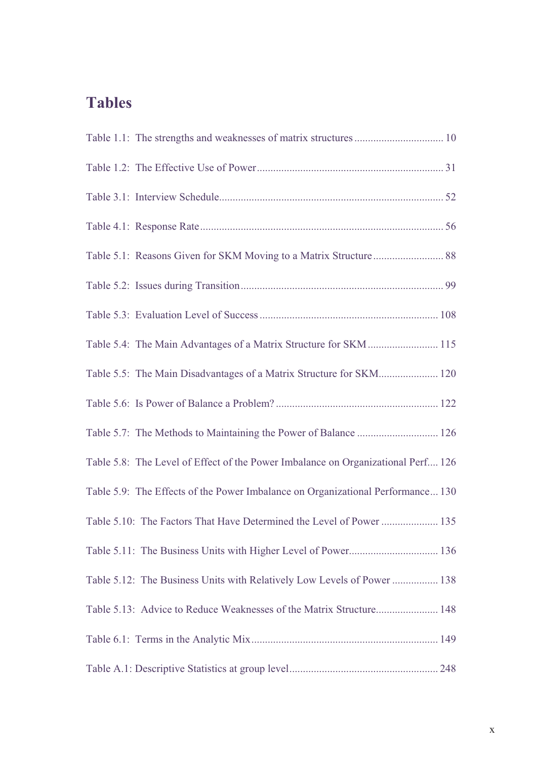# Tables

Table 1.1: The strengths and weaknesses of matrix structures ................................. 10

Table 1.2: The Effective Use of Power ..................................................................... 31

Table 3.1: Interview Schedule.................................................................................. 52

Table 4.1: Response Rate ......................................................................................... 56

Table 5.1: Reasons Given for SKM Moving to a Matrix Structure .......................... 88

Table 5.2: Issues during Transition .......................................................................... 99

Table 5.3: Evaluation Level of Success ................................................................. 108

Table 5.4: The Main Advantages of a Matrix Structure for SKM .......................... 115

Table 5.5: The Main Disadvantages of a Matrix Structure for SKM...................... 120

Table 5.6: Is Power of Balance a Problem? ........................................................... 122

Table 5.7: The Methods to Maintaining the Power of Balance .............................. 126

Table 5.8: The Level of Effect of the Power Imbalance on Organizational Perf.... 126

Table 5.9: The Effects of the Power Imbalance on Organizational Performance... 130

Table 5.10: The Factors That Have Determined the Level of Power ..................... 135

Table 5.11: The Business Units with Higher Level of Power................................ 136

Table 5.12: The Business Units with Relatively Low Levels of Power ................. 138

Table 5.13: Advice to Reduce Weaknesses of the Matrix Structure....................... 148

Table 6.1: Terms in the Analytic Mix .................................................................... 149

Table A.1: Descriptive Statistics at group level...................................................... 248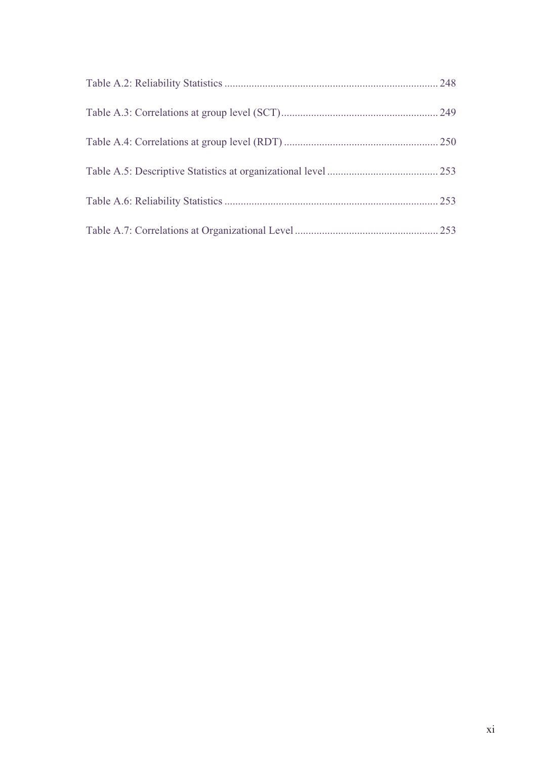Table A.2: Reliability Statistics ............................................................................. 248

Table A.3: Correlations at group level (SCT)......................................................... 249

Table A.4: Correlations at group level (RDT) ........................................................ 250

Table A.5: Descriptive Statistics at organizational level ........................................ 253

Table A.6: Reliability Statistics ............................................................................. 253

Table A.7: Correlations at Organizational Level .................................................... 253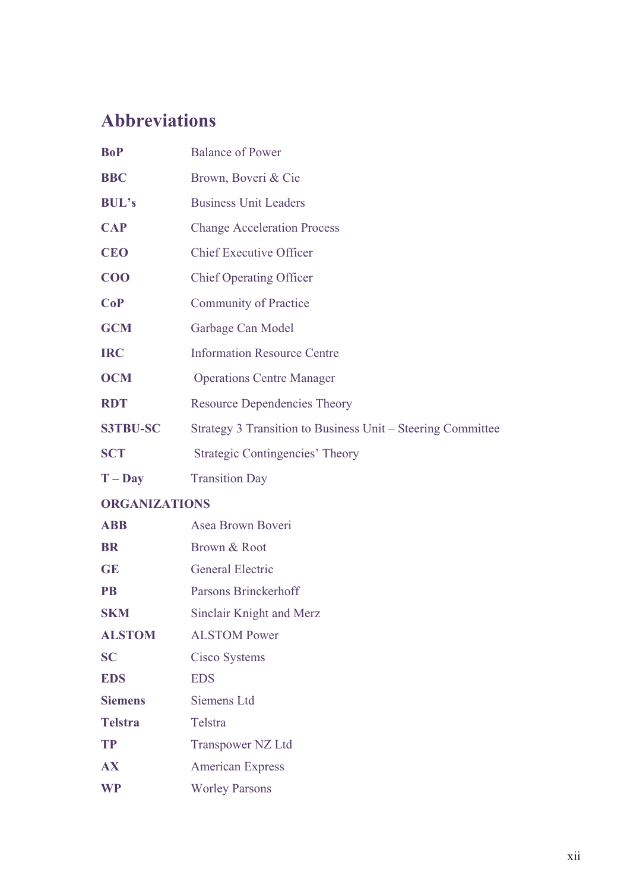## Abbreviations

| | |
|---|---|
| **BoP** | Balance of Power |
| **BBC** | Brown, Boveri & Cie |
| **BUL's** | Business Unit Leaders |
| **CAP** | Change Acceleration Process |
| **CEO** | Chief Executive Officer |
| **COO** | Chief Operating Officer |
| **CoP** | Community of Practice |
| **GCM** | Garbage Can Model |
| **IRC** | Information Resource Centre |
| **OCM** | Operations Centre Manager |
| **RDT** | Resource Dependencies Theory |
| **S3TBU-SC** | Strategy 3 Transition to Business Unit – Steering Committee |
| **SCT** | Strategic Contingencies' Theory |
| **T – Day** | Transition Day |

**ORGANIZATIONS**

| | |
|---|---|
| **ABB** | Asea Brown Boveri |
| **BR** | Brown & Root |
| **GE** | General Electric |
| **PB** | Parsons Brinckerhoff |
| **SKM** | Sinclair Knight and Merz |
| **ALSTOM** | ALSTOM Power |
| **SC** | Cisco Systems |
| **EDS** | EDS |
| **Siemens** | Siemens Ltd |
| **Telstra** | Telstra |
| **TP** | Transpower NZ Ltd |
| **AX** | American Express |
| **WP** | Worley Parsons |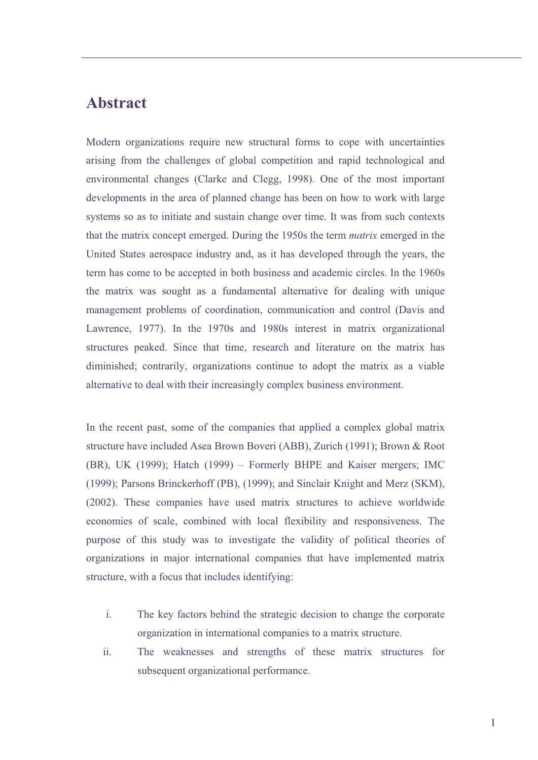# Abstract

Modern organizations require new structural forms to cope with uncertainties arising from the challenges of global competition and rapid technological and environmental changes (Clarke and Clegg, 1998). One of the most important developments in the area of planned change has been on how to work with large systems so as to initiate and sustain change over time. It was from such contexts that the matrix concept emerged. During the 1950s the term *matrix* emerged in the United States aerospace industry and, as it has developed through the years, the term has come to be accepted in both business and academic circles. In the 1960s the matrix was sought as a fundamental alternative for dealing with unique management problems of coordination, communication and control (Davis and Lawrence, 1977). In the 1970s and 1980s interest in matrix organizational structures peaked. Since that time, research and literature on the matrix has diminished; contrarily, organizations continue to adopt the matrix as a viable alternative to deal with their increasingly complex business environment.

In the recent past, some of the companies that applied a complex global matrix structure have included Asea Brown Boveri (ABB), Zurich (1991); Brown & Root (BR), UK (1999); Hatch (1999) – Formerly BHPE and Kaiser mergers; IMC (1999); Parsons Brinckerhoff (PB), (1999); and Sinclair Knight and Merz (SKM), (2002). These companies have used matrix structures to achieve worldwide economies of scale, combined with local flexibility and responsiveness. The purpose of this study was to investigate the validity of political theories of organizations in major international companies that have implemented matrix structure, with a focus that includes identifying:

i. The key factors behind the strategic decision to change the corporate organization in international companies to a matrix structure.
ii. The weaknesses and strengths of these matrix structures for subsequent organizational performance.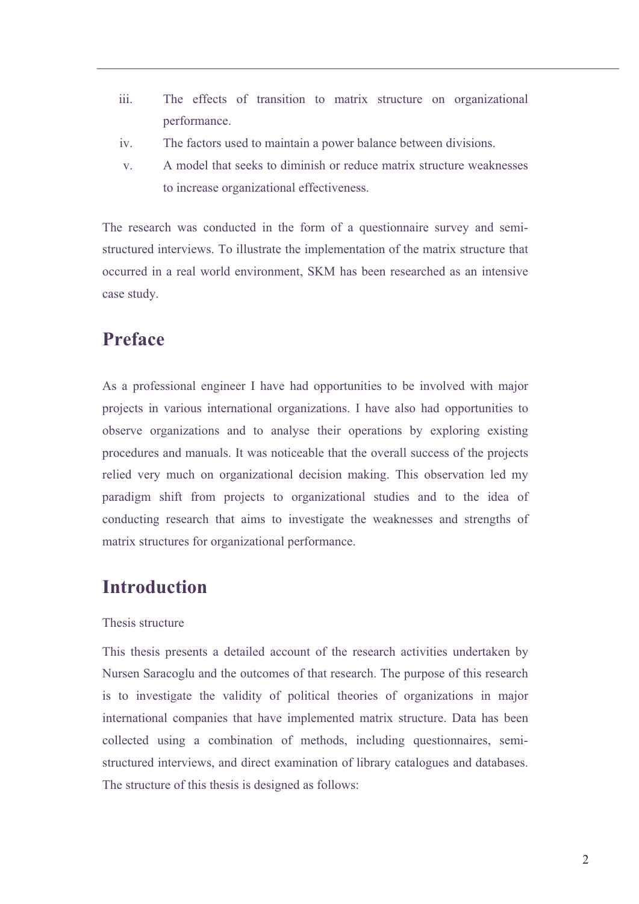iii. The effects of transition to matrix structure on organizational performance.

iv. The factors used to maintain a power balance between divisions.

v. A model that seeks to diminish or reduce matrix structure weaknesses to increase organizational effectiveness.

The research was conducted in the form of a questionnaire survey and semi-structured interviews. To illustrate the implementation of the matrix structure that occurred in a real world environment, SKM has been researched as an intensive case study.

## Preface

As a professional engineer I have had opportunities to be involved with major projects in various international organizations. I have also had opportunities to observe organizations and to analyse their operations by exploring existing procedures and manuals. It was noticeable that the overall success of the projects relied very much on organizational decision making. This observation led my paradigm shift from projects to organizational studies and to the idea of conducting research that aims to investigate the weaknesses and strengths of matrix structures for organizational performance.

## Introduction

Thesis structure

This thesis presents a detailed account of the research activities undertaken by Nursen Saracoglu and the outcomes of that research. The purpose of this research is to investigate the validity of political theories of organizations in major international companies that have implemented matrix structure. Data has been collected using a combination of methods, including questionnaires, semi-structured interviews, and direct examination of library catalogues and databases. The structure of this thesis is designed as follows: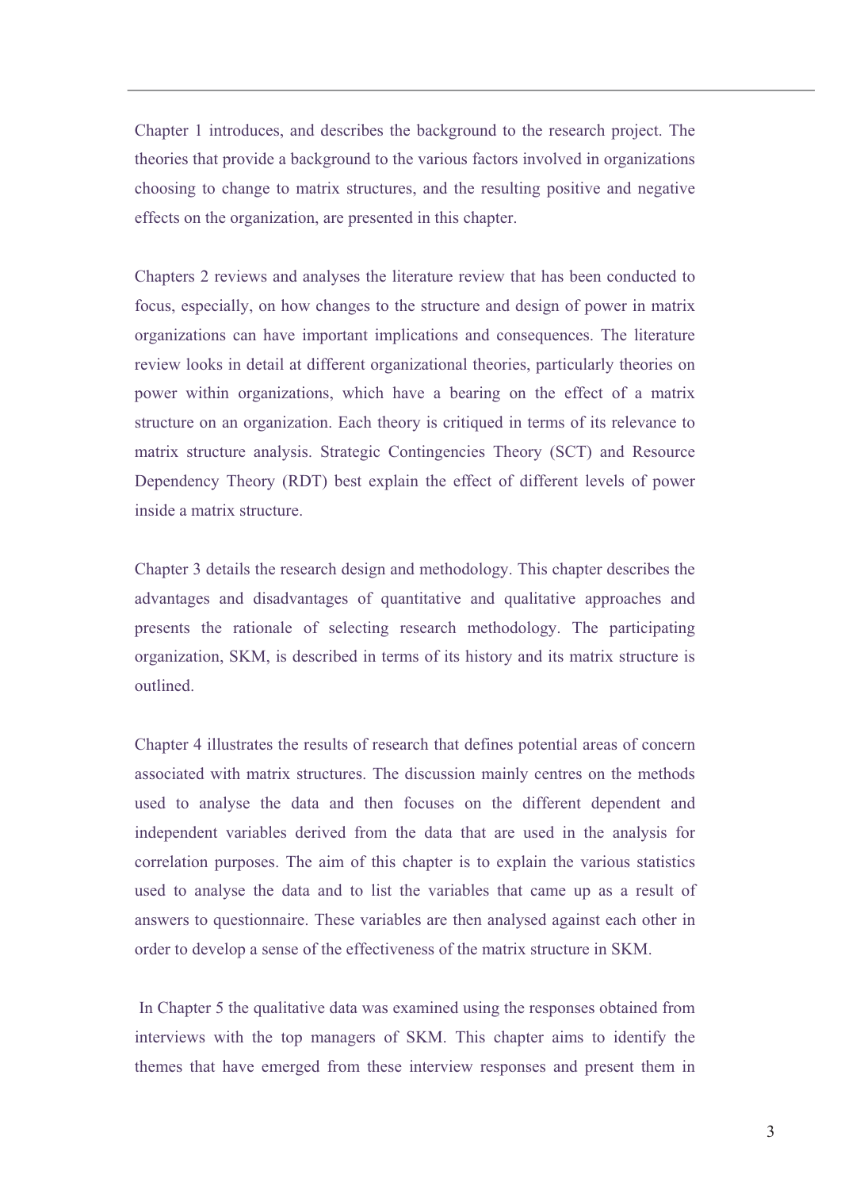Chapter 1 introduces, and describes the background to the research project. The theories that provide a background to the various factors involved in organizations choosing to change to matrix structures, and the resulting positive and negative effects on the organization, are presented in this chapter.

Chapters 2 reviews and analyses the literature review that has been conducted to focus, especially, on how changes to the structure and design of power in matrix organizations can have important implications and consequences. The literature review looks in detail at different organizational theories, particularly theories on power within organizations, which have a bearing on the effect of a matrix structure on an organization. Each theory is critiqued in terms of its relevance to matrix structure analysis. Strategic Contingencies Theory (SCT) and Resource Dependency Theory (RDT) best explain the effect of different levels of power inside a matrix structure.

Chapter 3 details the research design and methodology. This chapter describes the advantages and disadvantages of quantitative and qualitative approaches and presents the rationale of selecting research methodology. The participating organization, SKM, is described in terms of its history and its matrix structure is outlined.

Chapter 4 illustrates the results of research that defines potential areas of concern associated with matrix structures. The discussion mainly centres on the methods used to analyse the data and then focuses on the different dependent and independent variables derived from the data that are used in the analysis for correlation purposes. The aim of this chapter is to explain the various statistics used to analyse the data and to list the variables that came up as a result of answers to questionnaire. These variables are then analysed against each other in order to develop a sense of the effectiveness of the matrix structure in SKM.

In Chapter 5 the qualitative data was examined using the responses obtained from interviews with the top managers of SKM. This chapter aims to identify the themes that have emerged from these interview responses and present them in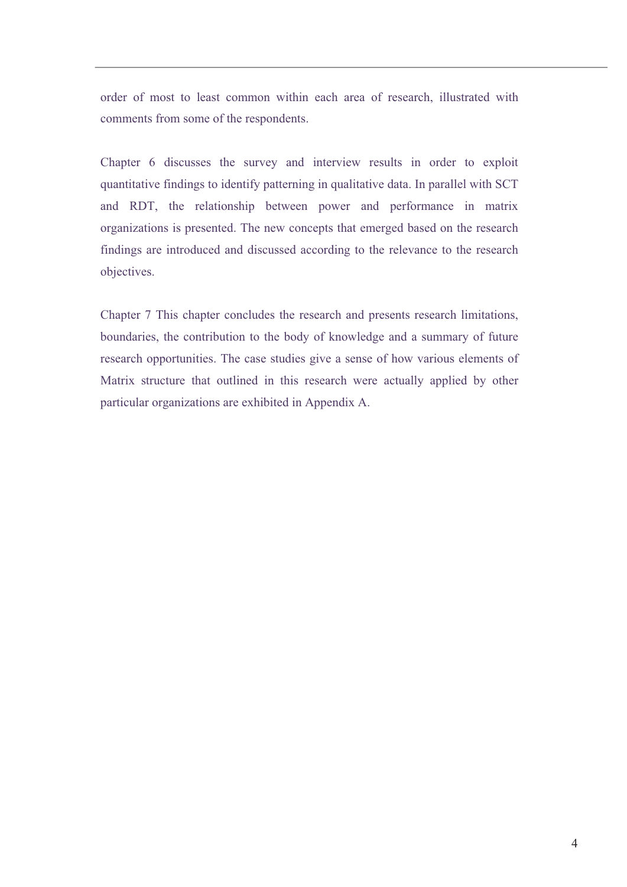order of most to least common within each area of research, illustrated with comments from some of the respondents.

Chapter 6 discusses the survey and interview results in order to exploit quantitative findings to identify patterning in qualitative data. In parallel with SCT and RDT, the relationship between power and performance in matrix organizations is presented. The new concepts that emerged based on the research findings are introduced and discussed according to the relevance to the research objectives.

Chapter 7 This chapter concludes the research and presents research limitations, boundaries, the contribution to the body of knowledge and a summary of future research opportunities. The case studies give a sense of how various elements of Matrix structure that outlined in this research were actually applied by other particular organizations are exhibited in Appendix A.